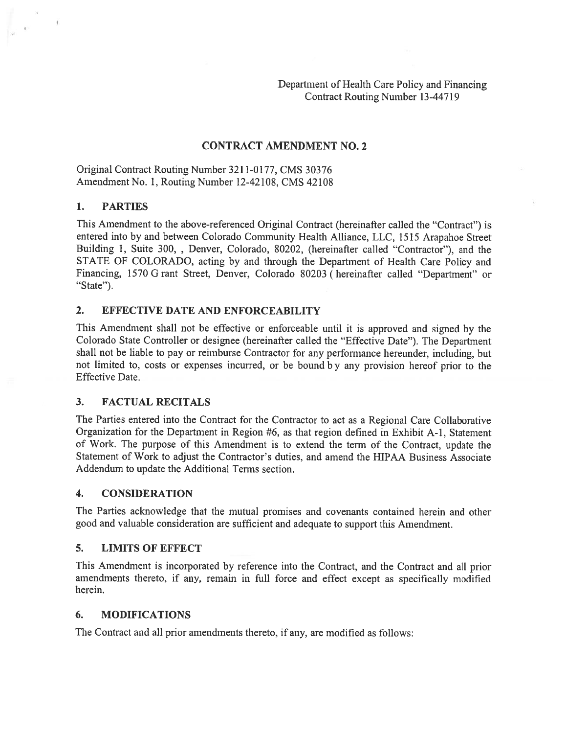Department of Health Care Policy and Financing
Contract Routing Number 13-44719

## CONTRACT AMENDMENT NO. 2

Original Contract Routing Number 3211-0177, CMS 30376
Amendment No. 1, Routing Number 12-42108, CMS 42108

### 1. PARTIES

This Amendment to the above-referenced Original Contract (hereinafter called the "Contract") is entered into by and between Colorado Community Health Alliance, LLC, 1515 Arapahoe Street Building 1, Suite 300, , Denver, Colorado, 80202, (hereinafter called "Contractor"), and the STATE OF COLORADO, acting by and through the Department of Health Care Policy and Financing, 1570 G rant Street, Denver, Colorado 80203 ( hereinafter called "Department" or "State").

### 2. EFFECTIVE DATE AND ENFORCEABILITY

This Amendment shall not be effective or enforceable until it is approved and signed by the Colorado State Controller or designee (hereinafter called the "Effective Date"). The Department shall not be liable to pay or reimburse Contractor for any performance hereunder, including, but not limited to, costs or expenses incurred, or be bound b y any provision hereof prior to the Effective Date.

### 3. FACTUAL RECITALS

The Parties entered into the Contract for the Contractor to act as a Regional Care Collaborative Organization for the Department in Region #6, as that region defined in Exhibit A-1, Statement of Work. The purpose of this Amendment is to extend the term of the Contract, update the Statement of Work to adjust the Contractor's duties, and amend the HIPAA Business Associate Addendum to update the Additional Terms section.

### 4. CONSIDERATION

The Parties acknowledge that the mutual promises and covenants contained herein and other good and valuable consideration are sufficient and adequate to support this Amendment.

### 5. LIMITS OF EFFECT

This Amendment is incorporated by reference into the Contract, and the Contract and all prior amendments thereto, if any, remain in full force and effect except as specifically modified herein.

### 6. MODIFICATIONS

The Contract and all prior amendments thereto, if any, are modified as follows: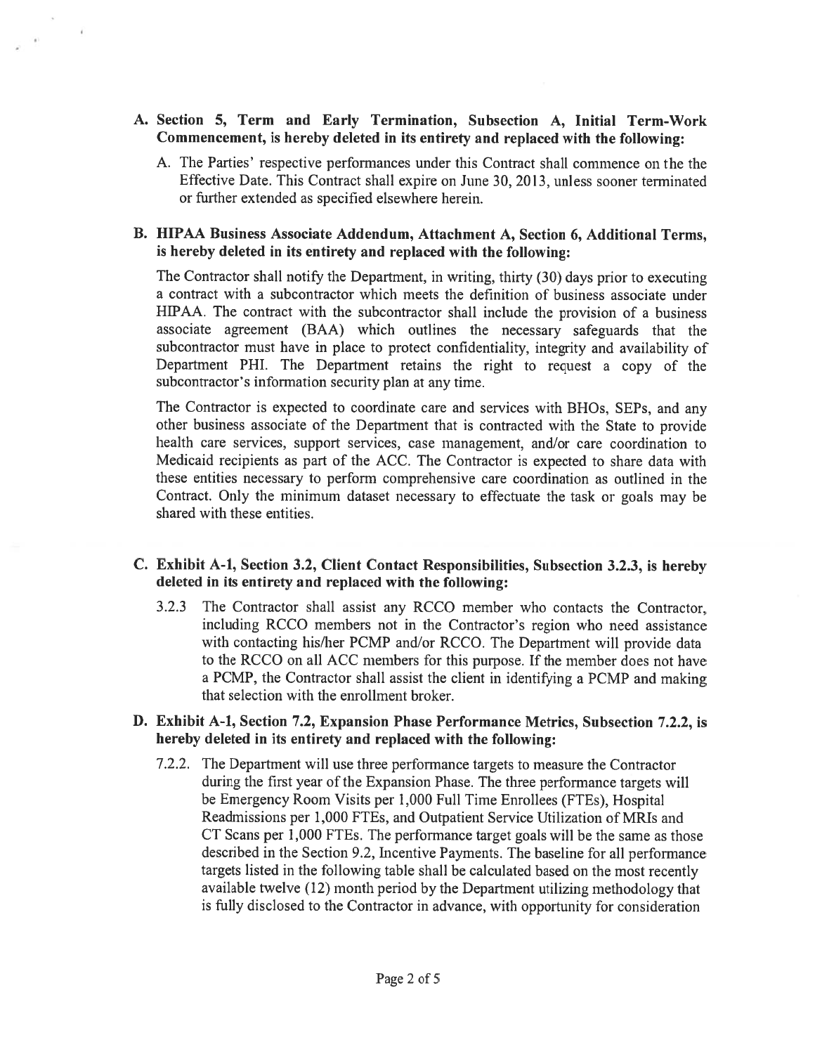**A. Section 5, Term and Early Termination, Subsection A, Initial Term-Work Commencement, is hereby deleted in its entirety and replaced with the following:**

A. The Parties' respective performances under this Contract shall commence on the the Effective Date. This Contract shall expire on June 30, 2013, unless sooner terminated or further extended as specified elsewhere herein.

**B. HIPAA Business Associate Addendum, Attachment A, Section 6, Additional Terms, is hereby deleted in its entirety and replaced with the following:**

The Contractor shall notify the Department, in writing, thirty (30) days prior to executing a contract with a subcontractor which meets the definition of business associate under HIPAA. The contract with the subcontractor shall include the provision of a business associate agreement (BAA) which outlines the necessary safeguards that the subcontractor must have in place to protect confidentiality, integrity and availability of Department PHI. The Department retains the right to request a copy of the subcontractor's information security plan at any time.

The Contractor is expected to coordinate care and services with BHOs, SEPs, and any other business associate of the Department that is contracted with the State to provide health care services, support services, case management, and/or care coordination to Medicaid recipients as part of the ACC. The Contractor is expected to share data with these entities necessary to perform comprehensive care coordination as outlined in the Contract. Only the minimum dataset necessary to effectuate the task or goals may be shared with these entities.

**C. Exhibit A-1, Section 3.2, Client Contact Responsibilities, Subsection 3.2.3, is hereby deleted in its entirety and replaced with the following:**

3.2.3 The Contractor shall assist any RCCO member who contacts the Contractor, including RCCO members not in the Contractor's region who need assistance with contacting his/her PCMP and/or RCCO. The Department will provide data to the RCCO on all ACC members for this purpose. If the member does not have a PCMP, the Contractor shall assist the client in identifying a PCMP and making that selection with the enrollment broker.

**D. Exhibit A-1, Section 7.2, Expansion Phase Performance Metrics, Subsection 7.2.2, is hereby deleted in its entirety and replaced with the following:**

7.2.2. The Department will use three performance targets to measure the Contractor during the first year of the Expansion Phase. The three performance targets will be Emergency Room Visits per 1,000 Full Time Enrollees (FTEs), Hospital Readmissions per 1,000 FTEs, and Outpatient Service Utilization of MRIs and CT Scans per 1,000 FTEs. The performance target goals will be the same as those described in the Section 9.2, Incentive Payments. The baseline for all performance targets listed in the following table shall be calculated based on the most recently available twelve (12) month period by the Department utilizing methodology that is fully disclosed to the Contractor in advance, with opportunity for consideration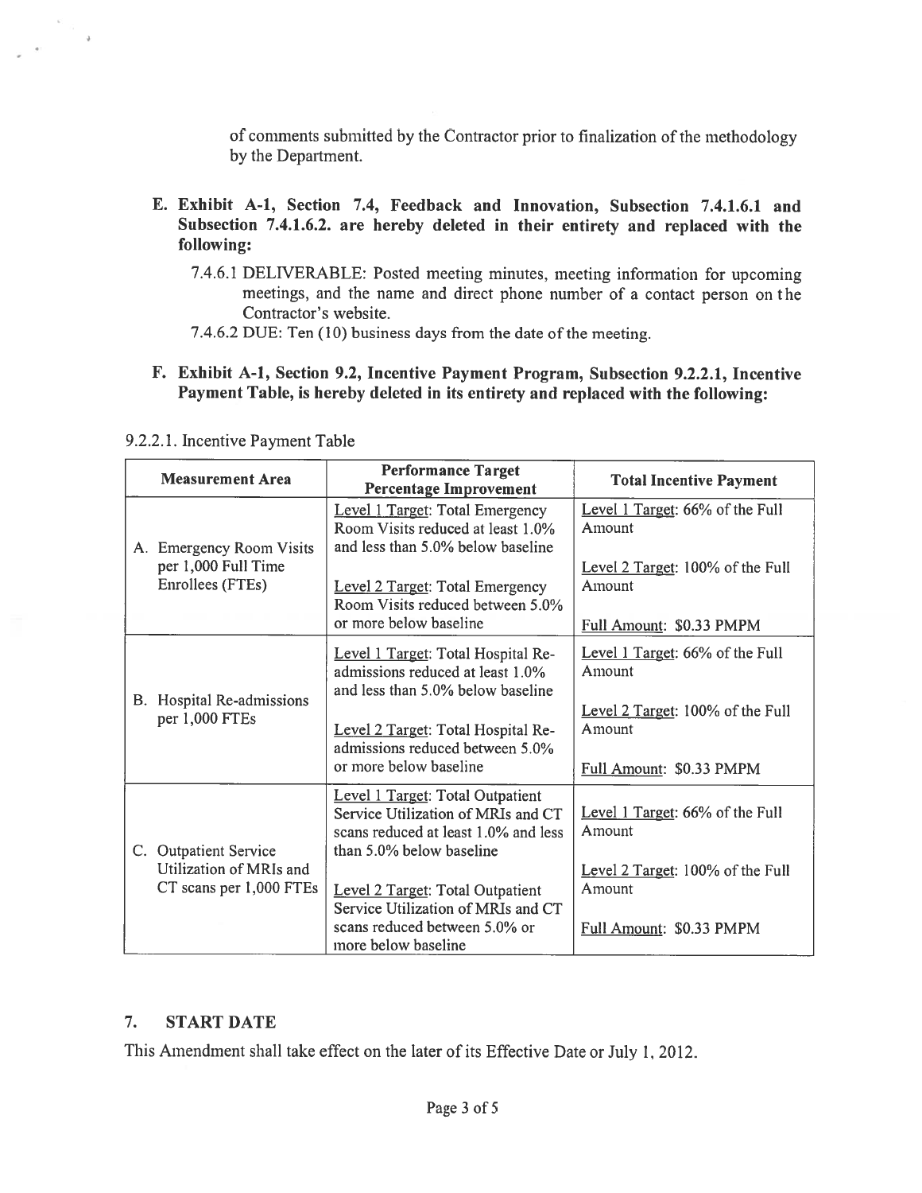of comments submitted by the Contractor prior to finalization of the methodology by the Department.

**E. Exhibit A-1, Section 7.4, Feedback and Innovation, Subsection 7.4.1.6.1 and Subsection 7.4.1.6.2. are hereby deleted in their entirety and replaced with the following:**

7.4.6.1 DELIVERABLE: Posted meeting minutes, meeting information for upcoming meetings, and the name and direct phone number of a contact person on the Contractor's website.

7.4.6.2 DUE: Ten (10) business days from the date of the meeting.

**F. Exhibit A-1, Section 9.2, Incentive Payment Program, Subsection 9.2.2.1, Incentive Payment Table, is hereby deleted in its entirety and replaced with the following:**

9.2.2.1. Incentive Payment Table

| Measurement Area | Performance Target Percentage Improvement | Total Incentive Payment |
|---|---|---|
| A. Emergency Room Visits per 1,000 Full Time Enrollees (FTEs) | Level 1 Target: Total Emergency Room Visits reduced at least 1.0% and less than 5.0% below baseline<br><br>Level 2 Target: Total Emergency Room Visits reduced between 5.0% or more below baseline | Level 1 Target: 66% of the Full Amount<br><br>Level 2 Target: 100% of the Full Amount<br><br>Full Amount: $0.33 PMPM |
| B. Hospital Re-admissions per 1,000 FTEs | Level 1 Target: Total Hospital Re-admissions reduced at least 1.0% and less than 5.0% below baseline<br><br>Level 2 Target: Total Hospital Re-admissions reduced between 5.0% or more below baseline | Level 1 Target: 66% of the Full Amount<br><br>Level 2 Target: 100% of the Full Amount<br><br>Full Amount: $0.33 PMPM |
| C. Outpatient Service Utilization of MRIs and CT scans per 1,000 FTEs | Level 1 Target: Total Outpatient Service Utilization of MRIs and CT scans reduced at least 1.0% and less than 5.0% below baseline<br><br>Level 2 Target: Total Outpatient Service Utilization of MRIs and CT scans reduced between 5.0% or more below baseline | Level 1 Target: 66% of the Full Amount<br><br>Level 2 Target: 100% of the Full Amount<br><br>Full Amount: $0.33 PMPM |

## 7. START DATE

This Amendment shall take effect on the later of its Effective Date or July 1, 2012.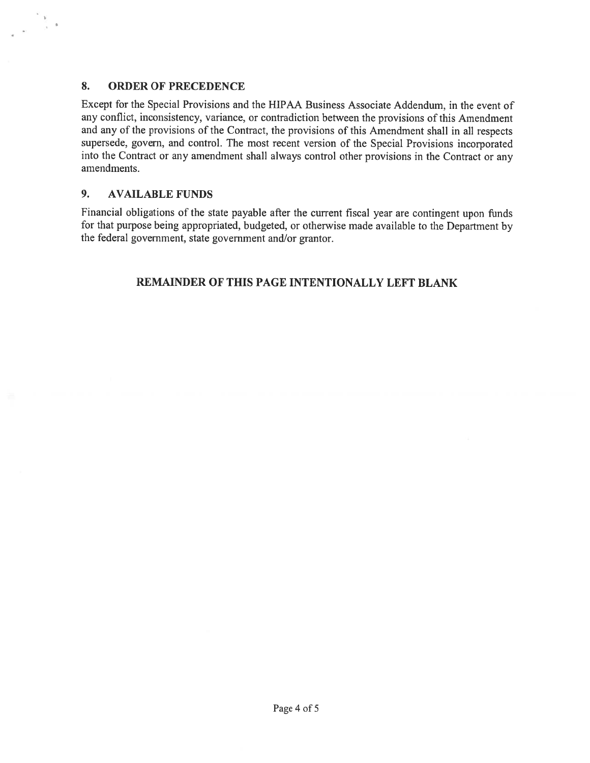## 8. ORDER OF PRECEDENCE

Except for the Special Provisions and the HIPAA Business Associate Addendum, in the event of any conflict, inconsistency, variance, or contradiction between the provisions of this Amendment and any of the provisions of the Contract, the provisions of this Amendment shall in all respects supersede, govern, and control. The most recent version of the Special Provisions incorporated into the Contract or any amendment shall always control other provisions in the Contract or any amendments.

## 9. AVAILABLE FUNDS

Financial obligations of the state payable after the current fiscal year are contingent upon funds for that purpose being appropriated, budgeted, or otherwise made available to the Department by the federal government, state government and/or grantor.

**REMAINDER OF THIS PAGE INTENTIONALLY LEFT BLANK**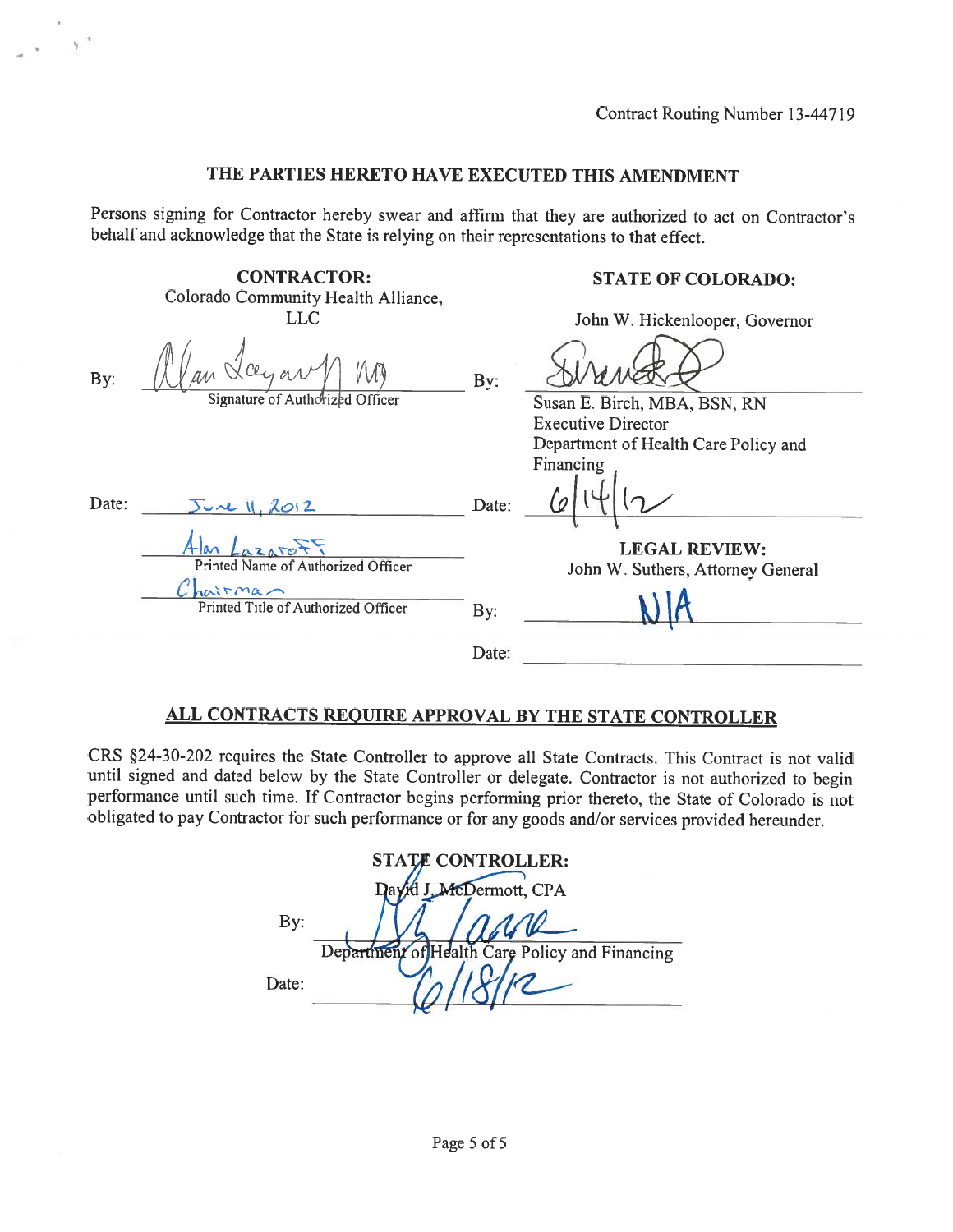Contract Routing Number 13-44719

## THE PARTIES HERETO HAVE EXECUTED THIS AMENDMENT

Persons signing for Contractor hereby swear and affirm that they are authorized to act on Contractor's behalf and acknowledge that the State is relying on their representations to that effect.

| CONTRACTOR: | STATE OF COLORADO: |
|---|---|
| Colorado Community Health Alliance, LLC | John W. Hickenlooper, Governor |
| By: [signature] Signature of Authorized Officer | By: [signature] Susan E. Birch, MBA, BSN, RN, Executive Director, Department of Health Care Policy and Financing |
| Date: June 11, 2012 | Date: 6/14/12 |
| Alan Lazaroff — Printed Name of Authorized Officer | **LEGAL REVIEW:** John W. Suthers, Attorney General |
| Chairman — Printed Title of Authorized Officer | By: N/A |
| | Date: |

## ALL CONTRACTS REQUIRE APPROVAL BY THE STATE CONTROLLER

CRS §24-30-202 requires the State Controller to approve all State Contracts. This Contract is not valid until signed and dated below by the State Controller or delegate. Contractor is not authorized to begin performance until such time. If Contractor begins performing prior thereto, the State of Colorado is not obligated to pay Contractor for such performance or for any goods and/or services provided hereunder.

**STATE CONTROLLER:**
David J. McDermott, CPA

By: [signature]
Department of Health Care Policy and Financing

Date: 6/18/12